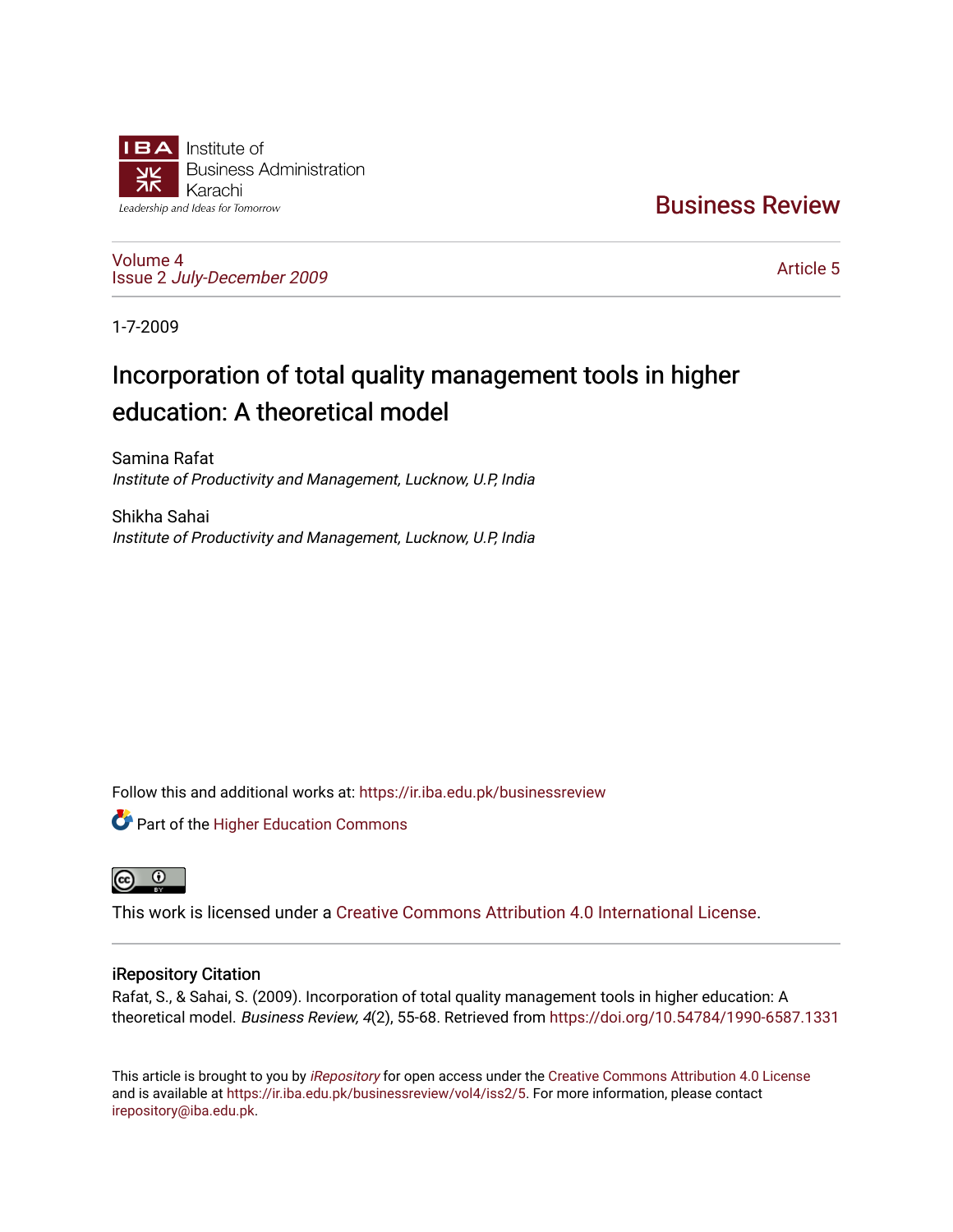Institute of Business Administration Karachi

Leadership and Ideas for Tomorrow

**Business Review**

Volume 4
Issue 2 *July-December 2009*

Article 5

1-7-2009

# Incorporation of total quality management tools in higher education: A theoretical model

Samina Rafat
*Institute of Productivity and Management, Lucknow, U.P, India*

Shikha Sahai
*Institute of Productivity and Management, Lucknow, U.P, India*

Follow this and additional works at: https://ir.iba.edu.pk/businessreview

Part of the Higher Education Commons

This work is licensed under a Creative Commons Attribution 4.0 International License.

## iRepository Citation

Rafat, S., & Sahai, S. (2009). Incorporation of total quality management tools in higher education: A theoretical model. *Business Review, 4*(2), 55-68. Retrieved from https://doi.org/10.54784/1990-6587.1331

This article is brought to you by *iRepository* for open access under the Creative Commons Attribution 4.0 License and is available at https://ir.iba.edu.pk/businessreview/vol4/iss2/5. For more information, please contact irepository@iba.edu.pk.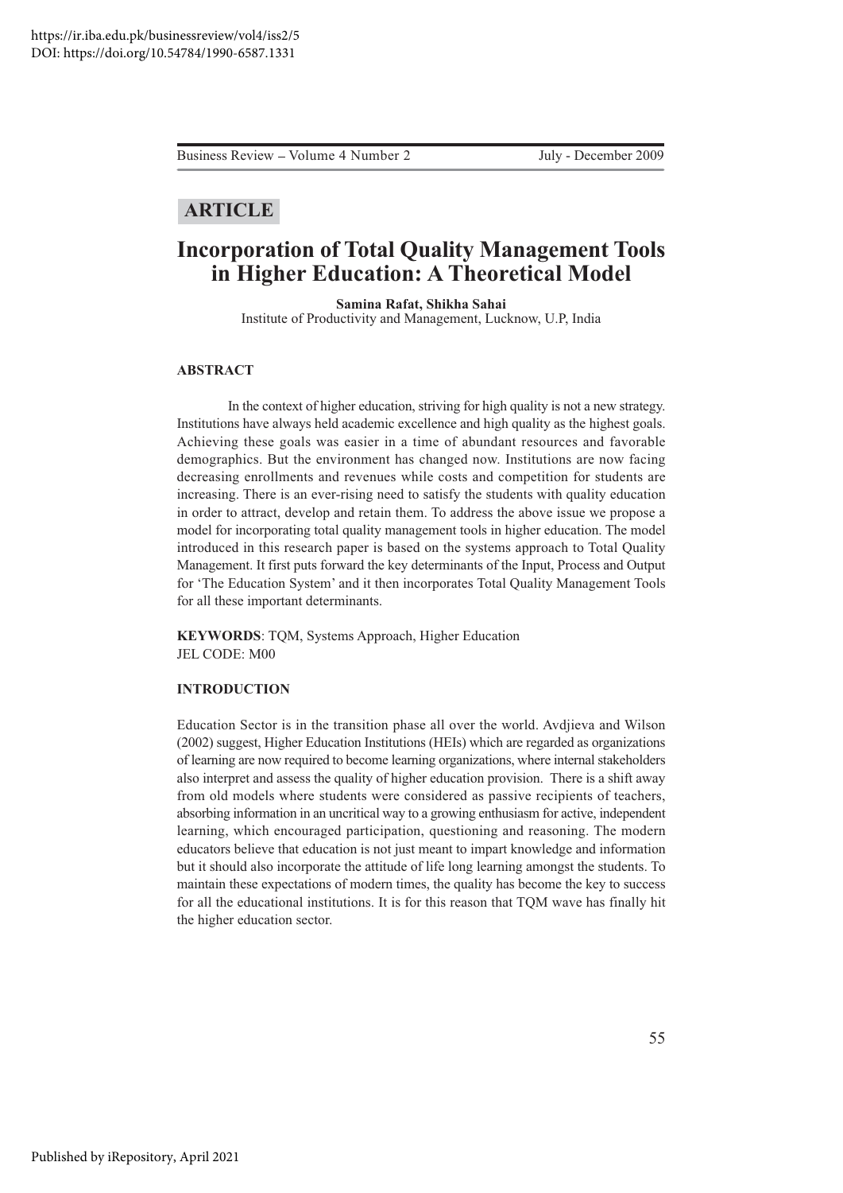https://ir.iba.edu.pk/businessreview/vol4/iss2/5
DOI: https://doi.org/10.54784/1990-6587.1331

**ARTICLE**

# Incorporation of Total Quality Management Tools in Higher Education: A Theoretical Model

**Samina Rafat, Shikha Sahai**
Institute of Productivity and Management, Lucknow, U.P, India

## ABSTRACT

In the context of higher education, striving for high quality is not a new strategy. Institutions have always held academic excellence and high quality as the highest goals. Achieving these goals was easier in a time of abundant resources and favorable demographics. But the environment has changed now. Institutions are now facing decreasing enrollments and revenues while costs and competition for students are increasing. There is an ever-rising need to satisfy the students with quality education in order to attract, develop and retain them. To address the above issue we propose a model for incorporating total quality management tools in higher education. The model introduced in this research paper is based on the systems approach to Total Quality Management. It first puts forward the key determinants of the Input, Process and Output for 'The Education System' and it then incorporates Total Quality Management Tools for all these important determinants.

**KEYWORDS**: TQM, Systems Approach, Higher Education
JEL CODE: M00

## INTRODUCTION

Education Sector is in the transition phase all over the world. Avdjieva and Wilson (2002) suggest, Higher Education Institutions (HEIs) which are regarded as organizations of learning are now required to become learning organizations, where internal stakeholders also interpret and assess the quality of higher education provision. There is a shift away from old models where students were considered as passive recipients of teachers, absorbing information in an uncritical way to a growing enthusiasm for active, independent learning, which encouraged participation, questioning and reasoning. The modern educators believe that education is not just meant to impart knowledge and information but it should also incorporate the attitude of life long learning amongst the students. To maintain these expectations of modern times, the quality has become the key to success for all the educational institutions. It is for this reason that TQM wave has finally hit the higher education sector.

Published by iRepository, April 2021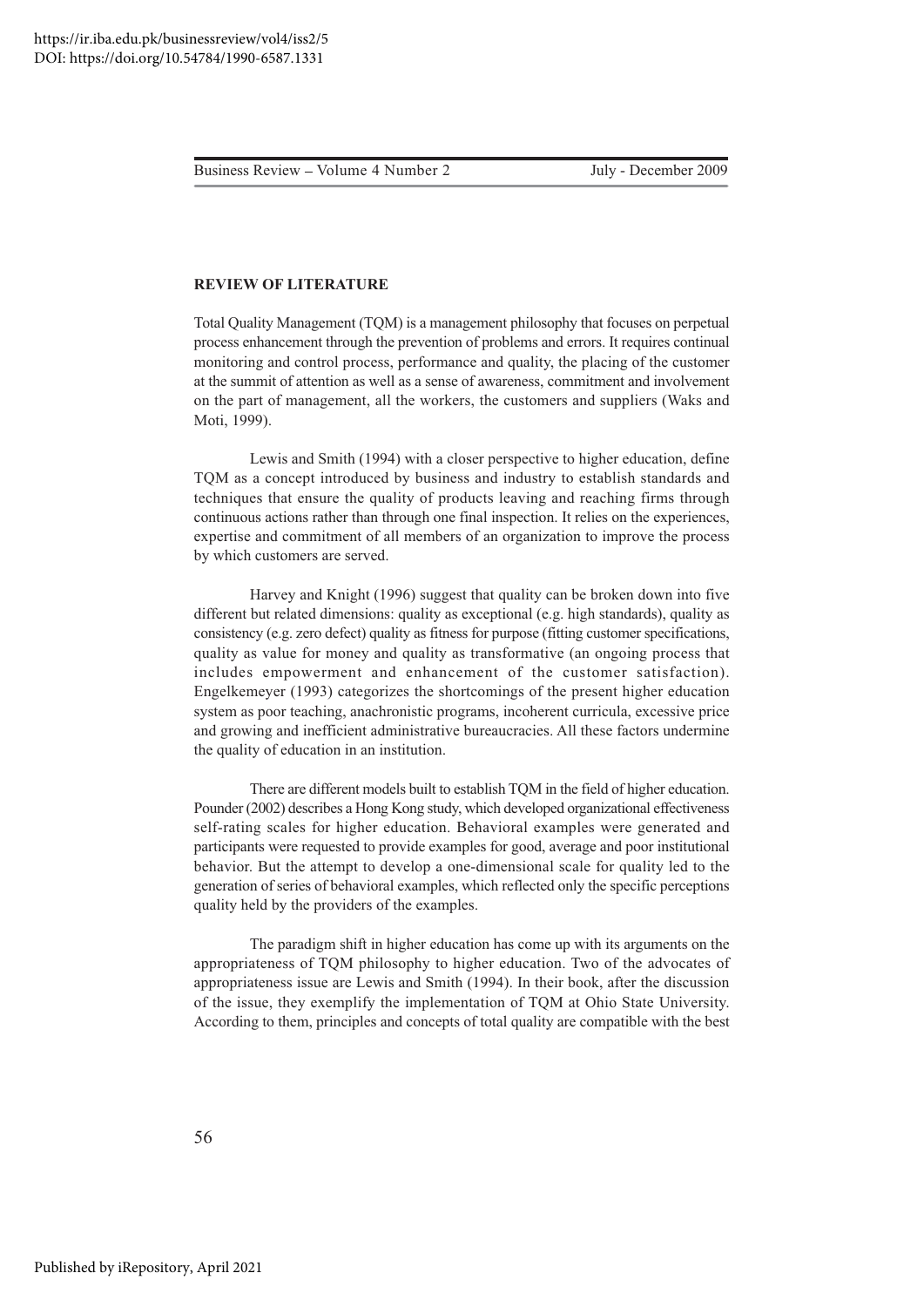## REVIEW OF LITERATURE

Total Quality Management (TQM) is a management philosophy that focuses on perpetual process enhancement through the prevention of problems and errors. It requires continual monitoring and control process, performance and quality, the placing of the customer at the summit of attention as well as a sense of awareness, commitment and involvement on the part of management, all the workers, the customers and suppliers (Waks and Moti, 1999).

Lewis and Smith (1994) with a closer perspective to higher education, define TQM as a concept introduced by business and industry to establish standards and techniques that ensure the quality of products leaving and reaching firms through continuous actions rather than through one final inspection. It relies on the experiences, expertise and commitment of all members of an organization to improve the process by which customers are served.

Harvey and Knight (1996) suggest that quality can be broken down into five different but related dimensions: quality as exceptional (e.g. high standards), quality as consistency (e.g. zero defect) quality as fitness for purpose (fitting customer specifications, quality as value for money and quality as transformative (an ongoing process that includes empowerment and enhancement of the customer satisfaction). Engelkemeyer (1993) categorizes the shortcomings of the present higher education system as poor teaching, anachronistic programs, incoherent curricula, excessive price and growing and inefficient administrative bureaucracies. All these factors undermine the quality of education in an institution.

There are different models built to establish TQM in the field of higher education. Pounder (2002) describes a Hong Kong study, which developed organizational effectiveness self-rating scales for higher education. Behavioral examples were generated and participants were requested to provide examples for good, average and poor institutional behavior. But the attempt to develop a one-dimensional scale for quality led to the generation of series of behavioral examples, which reflected only the specific perceptions quality held by the providers of the examples.

The paradigm shift in higher education has come up with its arguments on the appropriateness of TQM philosophy to higher education. Two of the advocates of appropriateness issue are Lewis and Smith (1994). In their book, after the discussion of the issue, they exemplify the implementation of TQM at Ohio State University. According to them, principles and concepts of total quality are compatible with the best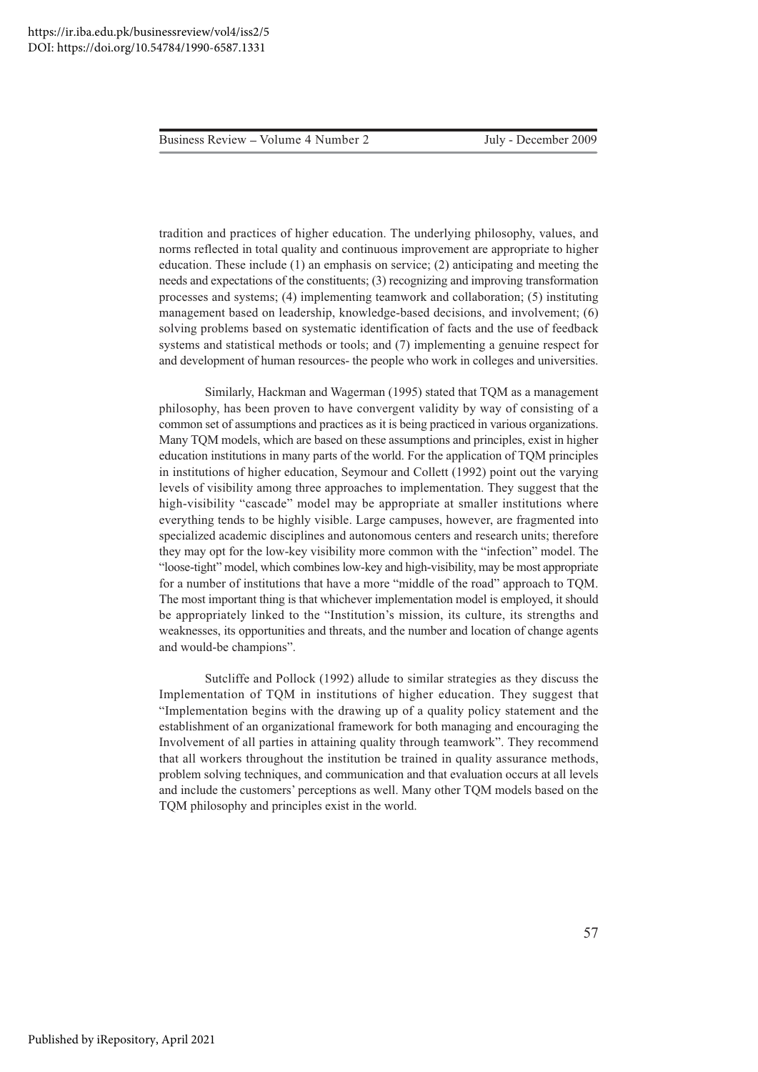tradition and practices of higher education. The underlying philosophy, values, and norms reflected in total quality and continuous improvement are appropriate to higher education. These include (1) an emphasis on service; (2) anticipating and meeting the needs and expectations of the constituents; (3) recognizing and improving transformation processes and systems; (4) implementing teamwork and collaboration; (5) instituting management based on leadership, knowledge-based decisions, and involvement; (6) solving problems based on systematic identification of facts and the use of feedback systems and statistical methods or tools; and (7) implementing a genuine respect for and development of human resources- the people who work in colleges and universities.

Similarly, Hackman and Wagerman (1995) stated that TQM as a management philosophy, has been proven to have convergent validity by way of consisting of a common set of assumptions and practices as it is being practiced in various organizations. Many TQM models, which are based on these assumptions and principles, exist in higher education institutions in many parts of the world. For the application of TQM principles in institutions of higher education, Seymour and Collett (1992) point out the varying levels of visibility among three approaches to implementation. They suggest that the high-visibility "cascade" model may be appropriate at smaller institutions where everything tends to be highly visible. Large campuses, however, are fragmented into specialized academic disciplines and autonomous centers and research units; therefore they may opt for the low-key visibility more common with the "infection" model. The "loose-tight" model, which combines low-key and high-visibility, may be most appropriate for a number of institutions that have a more "middle of the road" approach to TQM. The most important thing is that whichever implementation model is employed, it should be appropriately linked to the "Institution's mission, its culture, its strengths and weaknesses, its opportunities and threats, and the number and location of change agents and would-be champions".

Sutcliffe and Pollock (1992) allude to similar strategies as they discuss the Implementation of TQM in institutions of higher education. They suggest that "Implementation begins with the drawing up of a quality policy statement and the establishment of an organizational framework for both managing and encouraging the Involvement of all parties in attaining quality through teamwork". They recommend that all workers throughout the institution be trained in quality assurance methods, problem solving techniques, and communication and that evaluation occurs at all levels and include the customers' perceptions as well. Many other TQM models based on the TQM philosophy and principles exist in the world.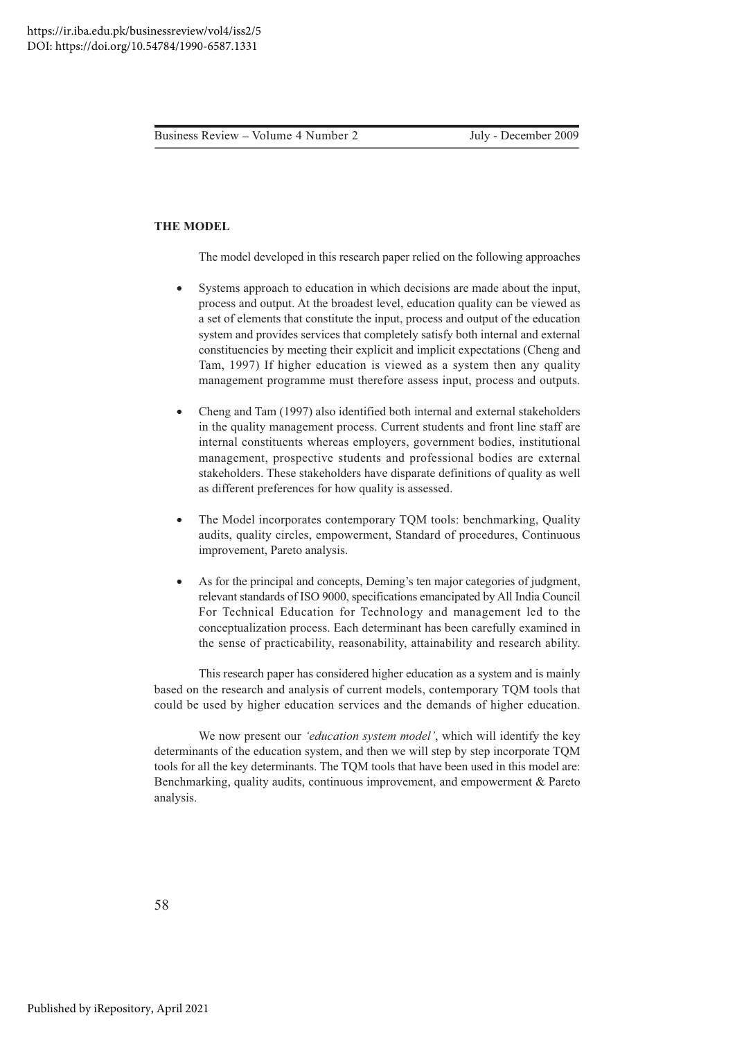**THE MODEL**

The model developed in this research paper relied on the following approaches

- Systems approach to education in which decisions are made about the input, process and output. At the broadest level, education quality can be viewed as a set of elements that constitute the input, process and output of the education system and provides services that completely satisfy both internal and external constituencies by meeting their explicit and implicit expectations (Cheng and Tam, 1997) If higher education is viewed as a system then any quality management programme must therefore assess input, process and outputs.
- Cheng and Tam (1997) also identified both internal and external stakeholders in the quality management process. Current students and front line staff are internal constituents whereas employers, government bodies, institutional management, prospective students and professional bodies are external stakeholders. These stakeholders have disparate definitions of quality as well as different preferences for how quality is assessed.
- The Model incorporates contemporary TQM tools: benchmarking, Quality audits, quality circles, empowerment, Standard of procedures, Continuous improvement, Pareto analysis.
- As for the principal and concepts, Deming's ten major categories of judgment, relevant standards of ISO 9000, specifications emancipated by All India Council For Technical Education for Technology and management led to the conceptualization process. Each determinant has been carefully examined in the sense of practicability, reasonability, attainability and research ability.

This research paper has considered higher education as a system and is mainly based on the research and analysis of current models, contemporary TQM tools that could be used by higher education services and the demands of higher education.

We now present our *'education system model'*, which will identify the key determinants of the education system, and then we will step by step incorporate TQM tools for all the key determinants. The TQM tools that have been used in this model are: Benchmarking, quality audits, continuous improvement, and empowerment & Pareto analysis.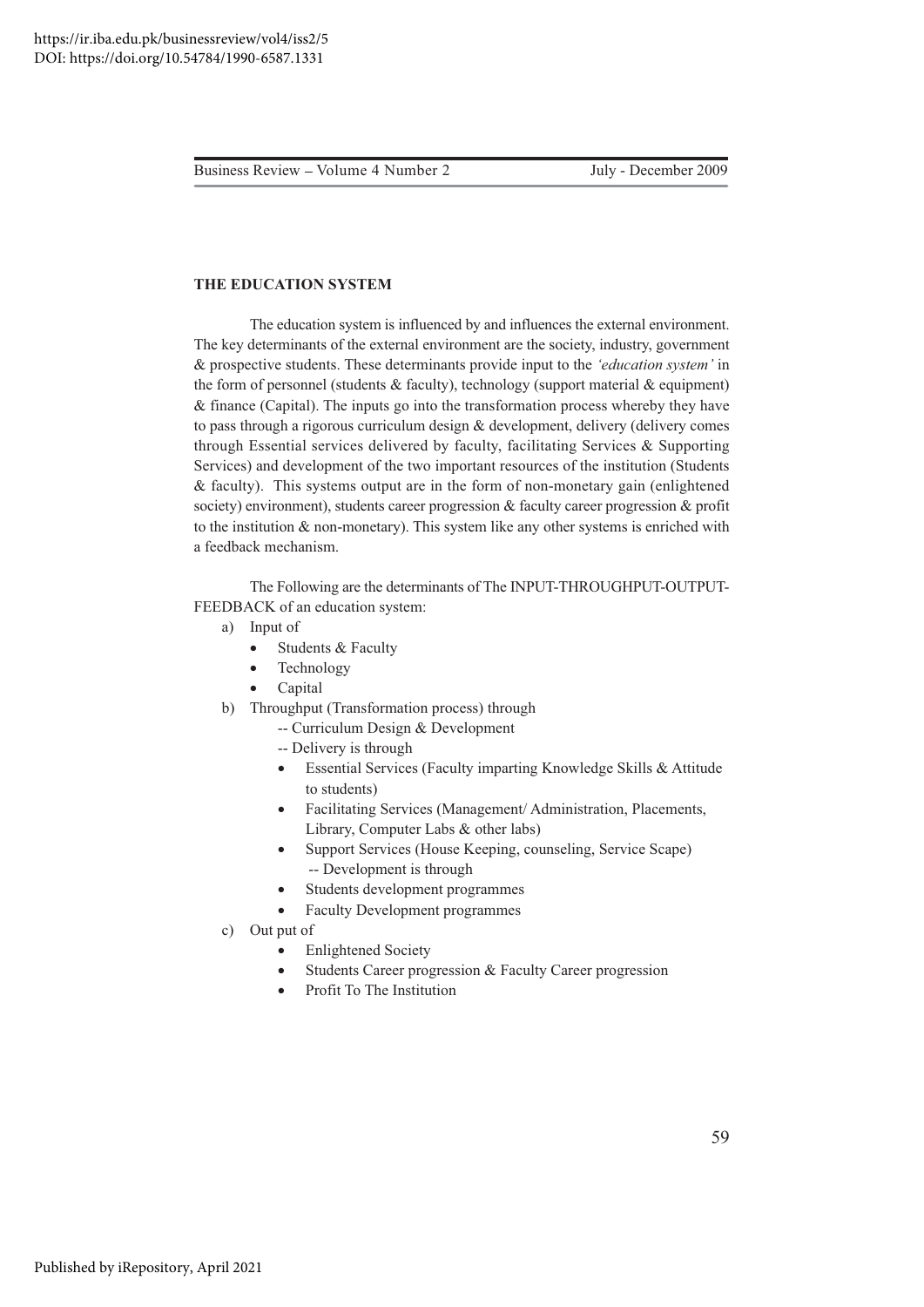## THE EDUCATION SYSTEM

The education system is influenced by and influences the external environment. The key determinants of the external environment are the society, industry, government & prospective students. These determinants provide input to the *'education system'* in the form of personnel (students & faculty), technology (support material & equipment) & finance (Capital). The inputs go into the transformation process whereby they have to pass through a rigorous curriculum design & development, delivery (delivery comes through Essential services delivered by faculty, facilitating Services & Supporting Services) and development of the two important resources of the institution (Students & faculty). This systems output are in the form of non-monetary gain (enlightened society) environment), students career progression & faculty career progression & profit to the institution & non-monetary). This system like any other systems is enriched with a feedback mechanism.

The Following are the determinants of The INPUT-THROUGHPUT-OUTPUT-FEEDBACK of an education system:

a) Input of
   - Students & Faculty
   - Technology
   - Capital
b) Throughput (Transformation process) through
   -- Curriculum Design & Development
   -- Delivery is through
   - Essential Services (Faculty imparting Knowledge Skills & Attitude to students)
   - Facilitating Services (Management/ Administration, Placements, Library, Computer Labs & other labs)
   - Support Services (House Keeping, counseling, Service Scape)
   -- Development is through
   - Students development programmes
   - Faculty Development programmes
c) Out put of
   - Enlightened Society
   - Students Career progression & Faculty Career progression
   - Profit To The Institution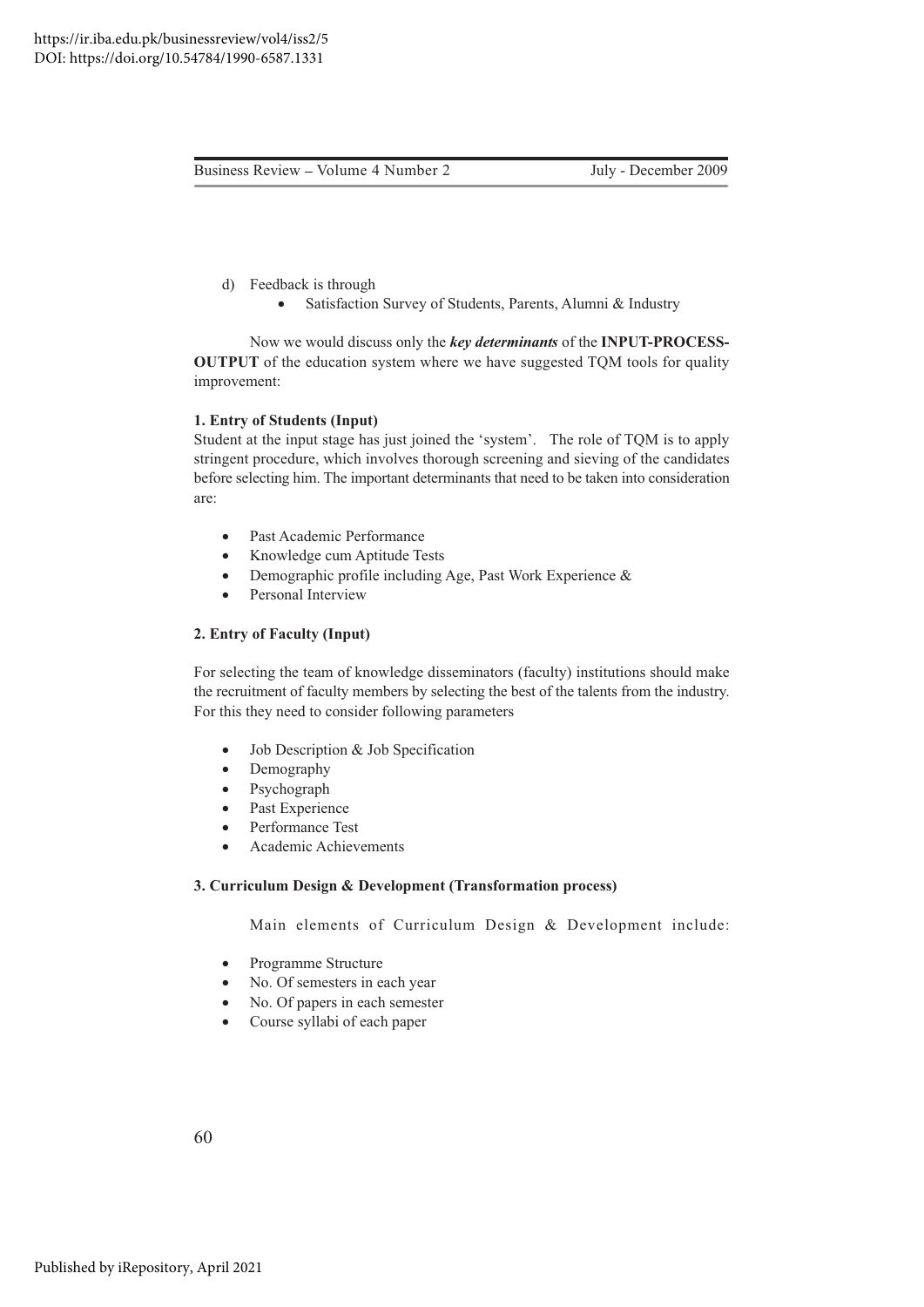d) Feedback is through
   - Satisfaction Survey of Students, Parents, Alumni & Industry

Now we would discuss only the ***key determinants*** of the **INPUT-PROCESS-OUTPUT** of the education system where we have suggested TQM tools for quality improvement:

**1. Entry of Students (Input)**

Student at the input stage has just joined the 'system'. The role of TQM is to apply stringent procedure, which involves thorough screening and sieving of the candidates before selecting him. The important determinants that need to be taken into consideration are:

- Past Academic Performance
- Knowledge cum Aptitude Tests
- Demographic profile including Age, Past Work Experience &
- Personal Interview

**2. Entry of Faculty (Input)**

For selecting the team of knowledge disseminators (faculty) institutions should make the recruitment of faculty members by selecting the best of the talents from the industry. For this they need to consider following parameters

- Job Description & Job Specification
- Demography
- Psychograph
- Past Experience
- Performance Test
- Academic Achievements

**3. Curriculum Design & Development (Transformation process)**

Main elements of Curriculum Design & Development include:

- Programme Structure
- No. Of semesters in each year
- No. Of papers in each semester
- Course syllabi of each paper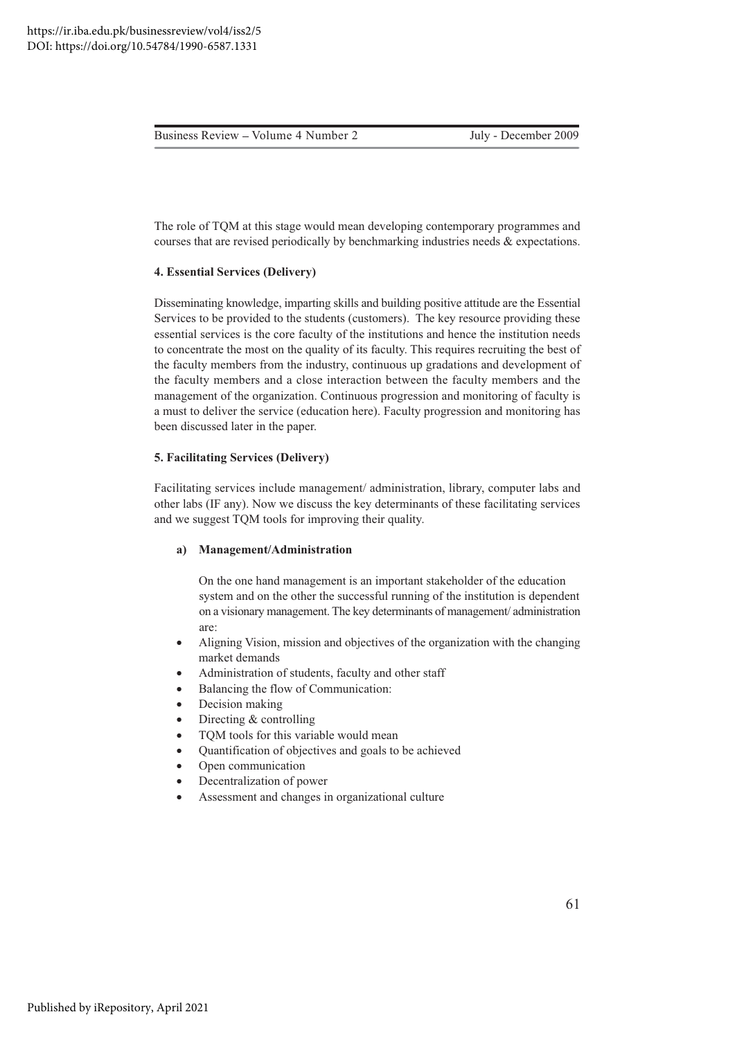The role of TQM at this stage would mean developing contemporary programmes and courses that are revised periodically by benchmarking industries needs & expectations.

**4. Essential Services (Delivery)**

Disseminating knowledge, imparting skills and building positive attitude are the Essential Services to be provided to the students (customers). The key resource providing these essential services is the core faculty of the institutions and hence the institution needs to concentrate the most on the quality of its faculty. This requires recruiting the best of the faculty members from the industry, continuous up gradations and development of the faculty members and a close interaction between the faculty members and the management of the organization. Continuous progression and monitoring of faculty is a must to deliver the service (education here). Faculty progression and monitoring has been discussed later in the paper.

**5. Facilitating Services (Delivery)**

Facilitating services include management/ administration, library, computer labs and other labs (IF any). Now we discuss the key determinants of these facilitating services and we suggest TQM tools for improving their quality.

**a) Management/Administration**

On the one hand management is an important stakeholder of the education system and on the other the successful running of the institution is dependent on a visionary management. The key determinants of management/ administration are:

- Aligning Vision, mission and objectives of the organization with the changing market demands
- Administration of students, faculty and other staff
- Balancing the flow of Communication:
- Decision making
- Directing & controlling
- TQM tools for this variable would mean
- Quantification of objectives and goals to be achieved
- Open communication
- Decentralization of power
- Assessment and changes in organizational culture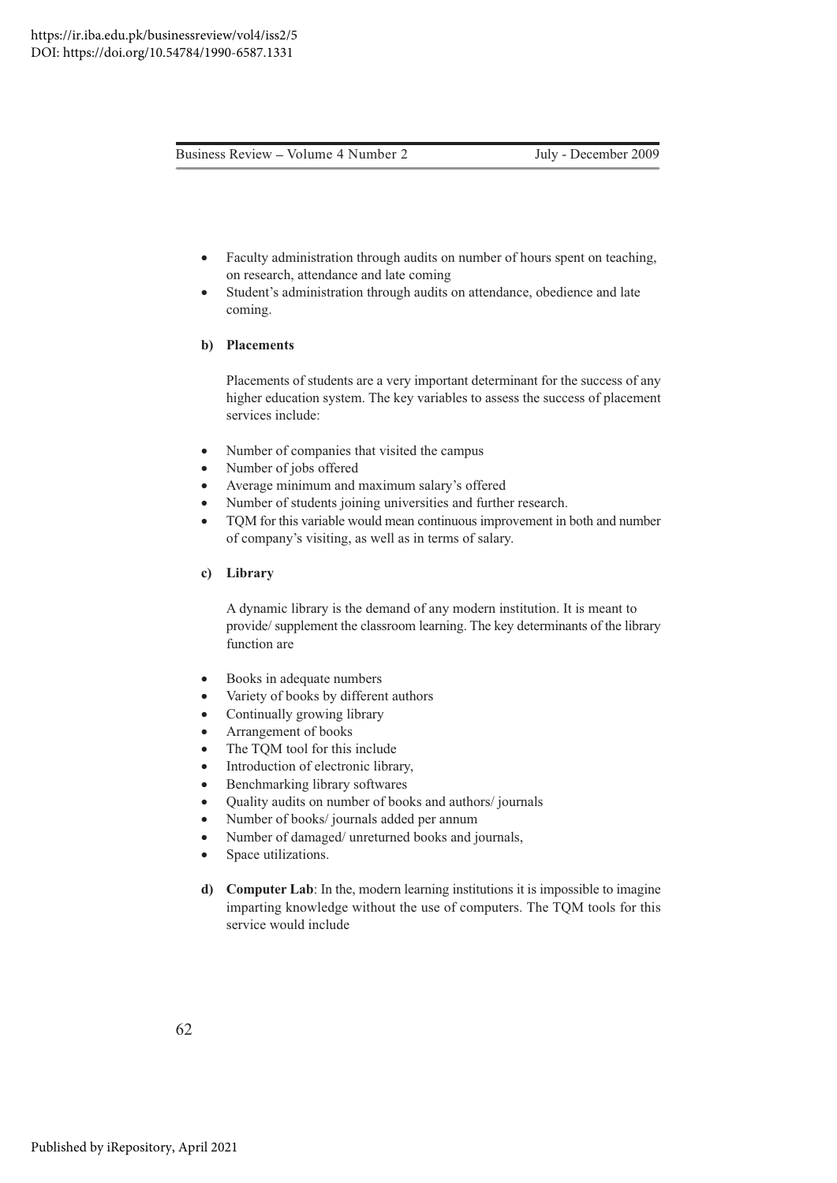- Faculty administration through audits on number of hours spent on teaching, on research, attendance and late coming
- Student's administration through audits on attendance, obedience and late coming.

**b) Placements**

Placements of students are a very important determinant for the success of any higher education system. The key variables to assess the success of placement services include:

- Number of companies that visited the campus
- Number of jobs offered
- Average minimum and maximum salary's offered
- Number of students joining universities and further research.
- TQM for this variable would mean continuous improvement in both and number of company's visiting, as well as in terms of salary.

**c) Library**

A dynamic library is the demand of any modern institution. It is meant to provide/ supplement the classroom learning. The key determinants of the library function are

- Books in adequate numbers
- Variety of books by different authors
- Continually growing library
- Arrangement of books
- The TQM tool for this include
- Introduction of electronic library,
- Benchmarking library softwares
- Quality audits on number of books and authors/ journals
- Number of books/ journals added per annum
- Number of damaged/ unreturned books and journals,
- Space utilizations.

**d) Computer Lab**: In the, modern learning institutions it is impossible to imagine imparting knowledge without the use of computers. The TQM tools for this service would include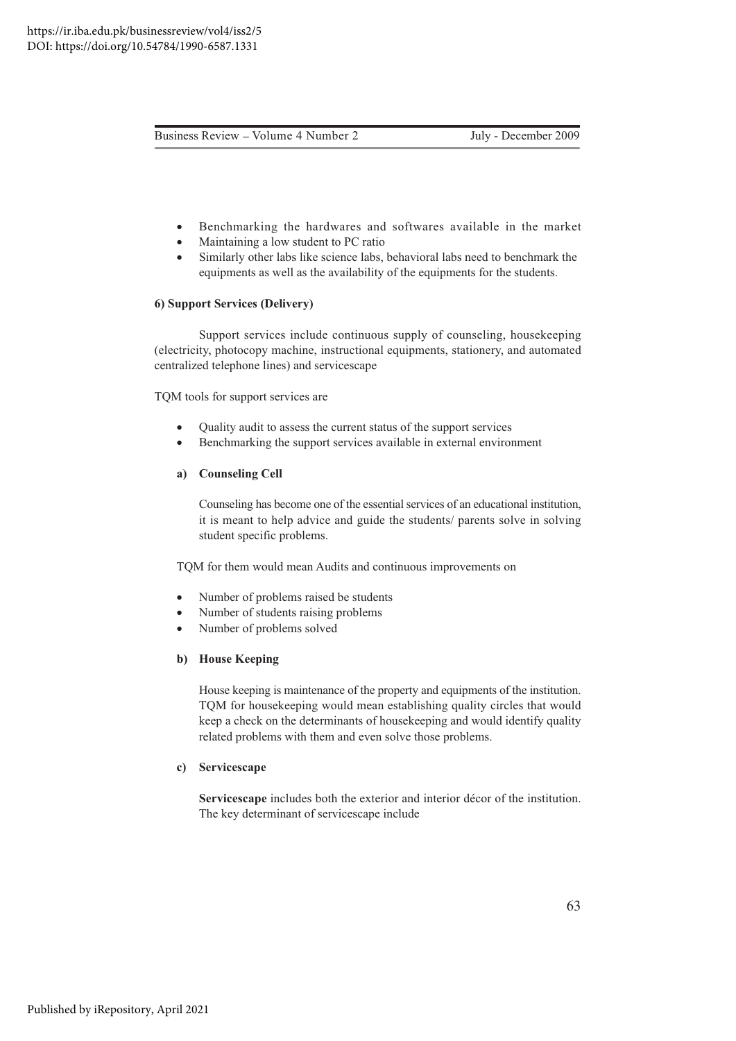- Benchmarking the hardwares and softwares available in the market
- Maintaining a low student to PC ratio
- Similarly other labs like science labs, behavioral labs need to benchmark the equipments as well as the availability of the equipments for the students.

**6) Support Services (Delivery)**

Support services include continuous supply of counseling, housekeeping (electricity, photocopy machine, instructional equipments, stationery, and automated centralized telephone lines) and servicescape

TQM tools for support services are

- Quality audit to assess the current status of the support services
- Benchmarking the support services available in external environment

**a) Counseling Cell**

Counseling has become one of the essential services of an educational institution, it is meant to help advice and guide the students/ parents solve in solving student specific problems.

TQM for them would mean Audits and continuous improvements on

- Number of problems raised be students
- Number of students raising problems
- Number of problems solved

**b) House Keeping**

House keeping is maintenance of the property and equipments of the institution. TQM for housekeeping would mean establishing quality circles that would keep a check on the determinants of housekeeping and would identify quality related problems with them and even solve those problems.

**c) Servicescape**

**Servicescape** includes both the exterior and interior décor of the institution. The key determinant of servicescape include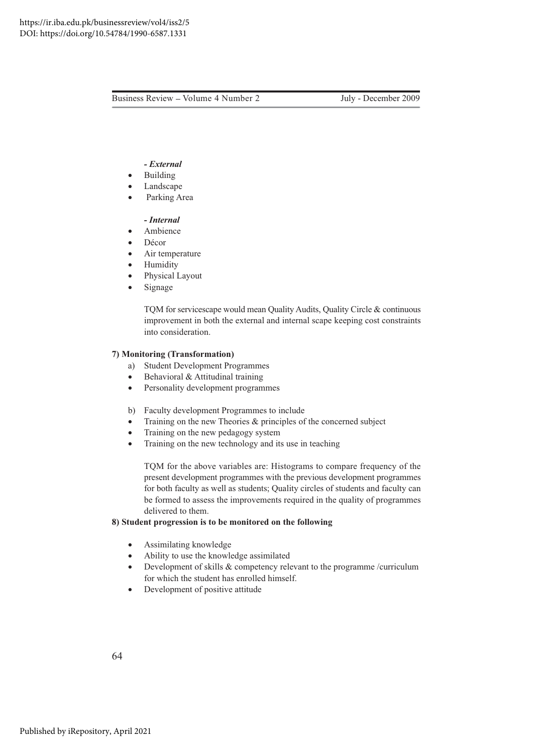***- External***

- Building
- Landscape
- Parking Area

***- Internal***

- Ambience
- Décor
- Air temperature
- Humidity
- Physical Layout
- Signage

TQM for servicescape would mean Quality Audits, Quality Circle & continuous improvement in both the external and internal scape keeping cost constraints into consideration.

**7) Monitoring (Transformation)**

a) Student Development Programmes

- Behavioral & Attitudinal training
- Personality development programmes

b) Faculty development Programmes to include

- Training on the new Theories & principles of the concerned subject
- Training on the new pedagogy system
- Training on the new technology and its use in teaching

TQM for the above variables are: Histograms to compare frequency of the present development programmes with the previous development programmes for both faculty as well as students; Quality circles of students and faculty can be formed to assess the improvements required in the quality of programmes delivered to them.

**8) Student progression is to be monitored on the following**

- Assimilating knowledge
- Ability to use the knowledge assimilated
- Development of skills & competency relevant to the programme /curriculum for which the student has enrolled himself.
- Development of positive attitude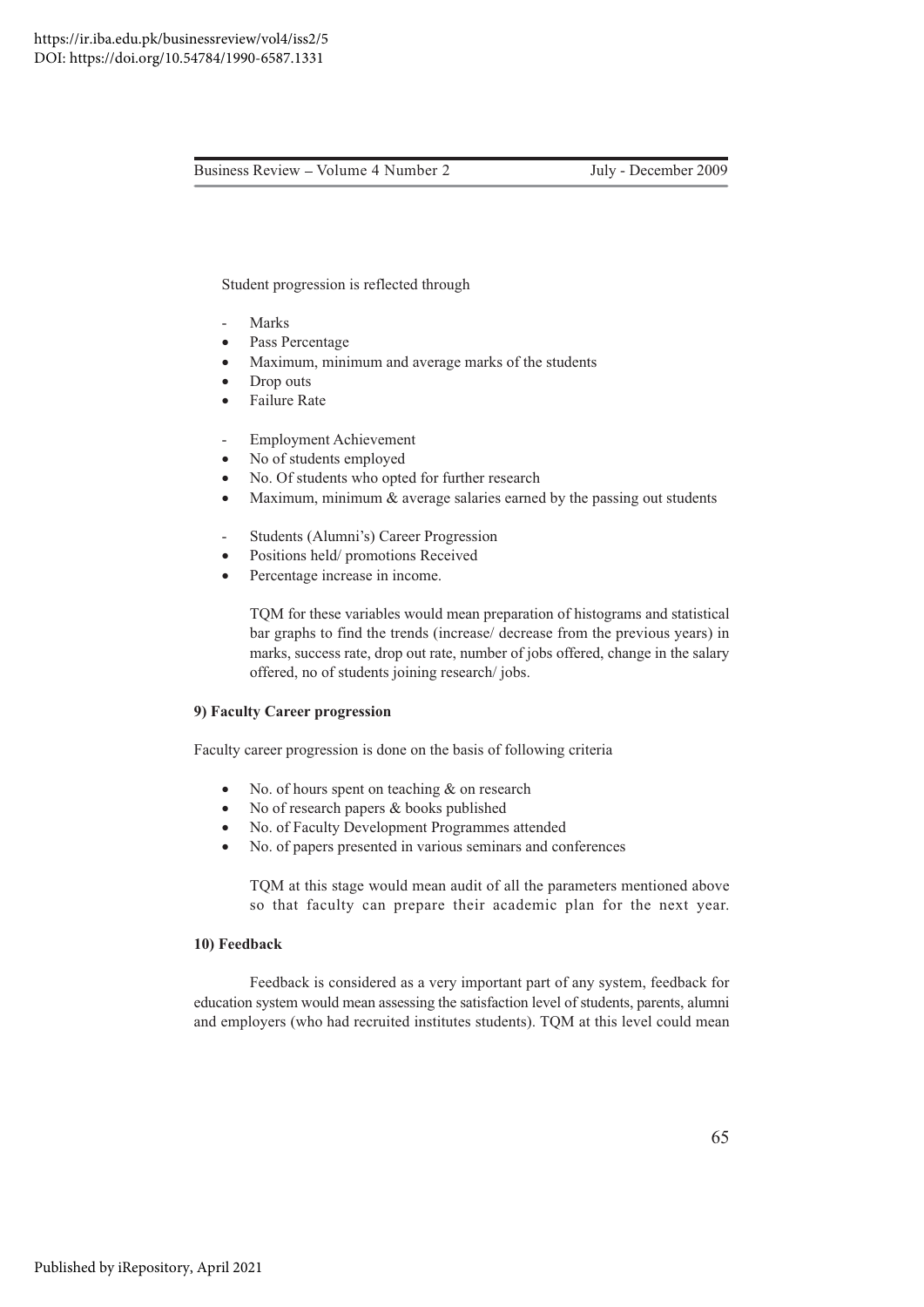Student progression is reflected through

- Marks
  - Pass Percentage
  - Maximum, minimum and average marks of the students
  - Drop outs
  - Failure Rate

- Employment Achievement
  - No of students employed
  - No. Of students who opted for further research
  - Maximum, minimum & average salaries earned by the passing out students

- Students (Alumni's) Career Progression
  - Positions held/ promotions Received
  - Percentage increase in income.

TQM for these variables would mean preparation of histograms and statistical bar graphs to find the trends (increase/ decrease from the previous years) in marks, success rate, drop out rate, number of jobs offered, change in the salary offered, no of students joining research/ jobs.

**9) Faculty Career progression**

Faculty career progression is done on the basis of following criteria

- No. of hours spent on teaching & on research
- No of research papers & books published
- No. of Faculty Development Programmes attended
- No. of papers presented in various seminars and conferences

TQM at this stage would mean audit of all the parameters mentioned above so that faculty can prepare their academic plan for the next year.

**10) Feedback**

Feedback is considered as a very important part of any system, feedback for education system would mean assessing the satisfaction level of students, parents, alumni and employers (who had recruited institutes students). TQM at this level could mean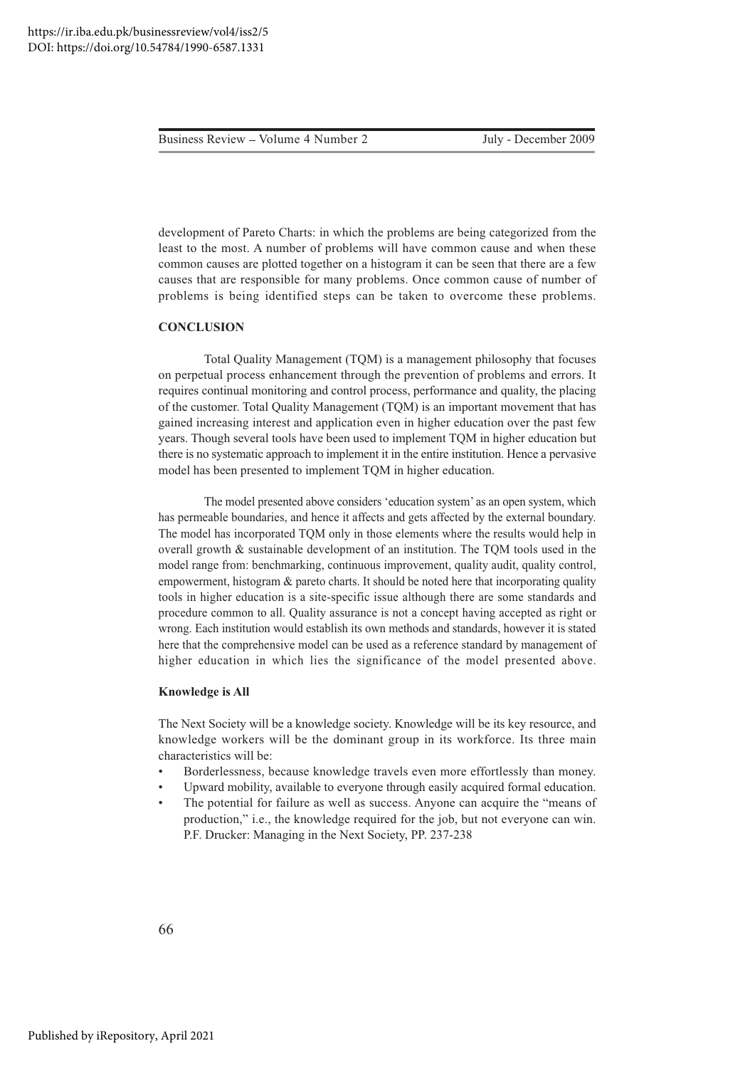development of Pareto Charts: in which the problems are being categorized from the least to the most. A number of problems will have common cause and when these common causes are plotted together on a histogram it can be seen that there are a few causes that are responsible for many problems. Once common cause of number of problems is being identified steps can be taken to overcome these problems.

## CONCLUSION

Total Quality Management (TQM) is a management philosophy that focuses on perpetual process enhancement through the prevention of problems and errors. It requires continual monitoring and control process, performance and quality, the placing of the customer. Total Quality Management (TQM) is an important movement that has gained increasing interest and application even in higher education over the past few years. Though several tools have been used to implement TQM in higher education but there is no systematic approach to implement it in the entire institution. Hence a pervasive model has been presented to implement TQM in higher education.

The model presented above considers 'education system' as an open system, which has permeable boundaries, and hence it affects and gets affected by the external boundary. The model has incorporated TQM only in those elements where the results would help in overall growth & sustainable development of an institution. The TQM tools used in the model range from: benchmarking, continuous improvement, quality audit, quality control, empowerment, histogram & pareto charts. It should be noted here that incorporating quality tools in higher education is a site-specific issue although there are some standards and procedure common to all. Quality assurance is not a concept having accepted as right or wrong. Each institution would establish its own methods and standards, however it is stated here that the comprehensive model can be used as a reference standard by management of higher education in which lies the significance of the model presented above.

### Knowledge is All

The Next Society will be a knowledge society. Knowledge will be its key resource, and knowledge workers will be the dominant group in its workforce. Its three main characteristics will be:

- Borderlessness, because knowledge travels even more effortlessly than money.
- Upward mobility, available to everyone through easily acquired formal education.
- The potential for failure as well as success. Anyone can acquire the "means of production," i.e., the knowledge required for the job, but not everyone can win. P.F. Drucker: Managing in the Next Society, PP. 237-238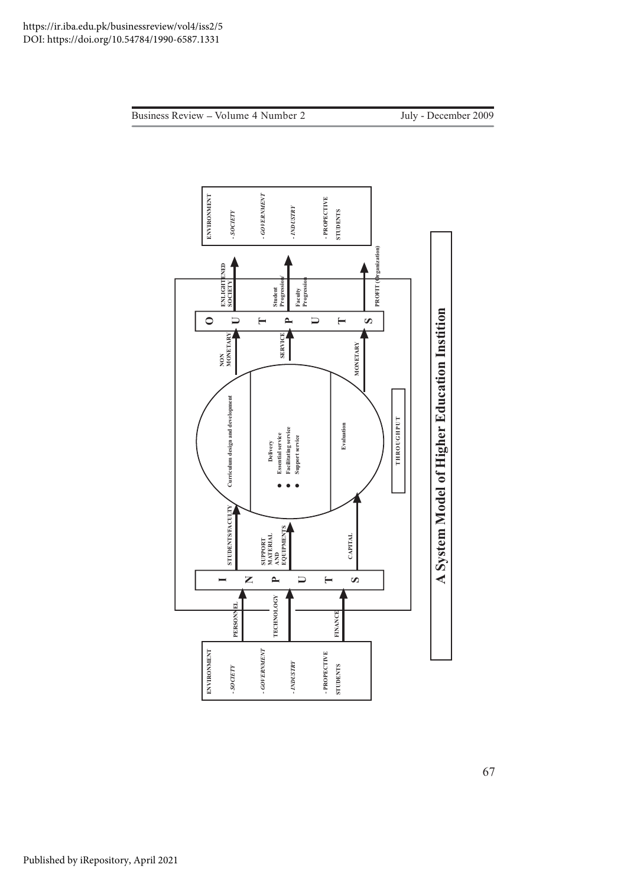ENVIRONMENT

- *SOCIETY*
- *GOVERNMENT*
- *INDUSTRY*
- PROPECTIVE STUDENTS

PERSONNEL

TECHNOLOGY

FINANCE

I N P U T S

STUDENTS/FACULTY

SUPPORT MATERIAL AND EQUIPMENTS

CAPITAL

Curriculum design and development

Delivery

- Essential service
- Facilitating service
- Support service

Evaluation

THROUGHPUT

NON MONETARY

SERVICE

MONETARY

O U T P U T S

ENLIGHTENED SOCIETY

Student Progression/ Faculty Progression

PROFIT (Organization)

ENVIRONMENT

- *SOCIETY*
- *GOVERNMENT*
- *INDUSTRY*
- PROPECTIVE STUDENTS

**A System Model of Higher Education Instition**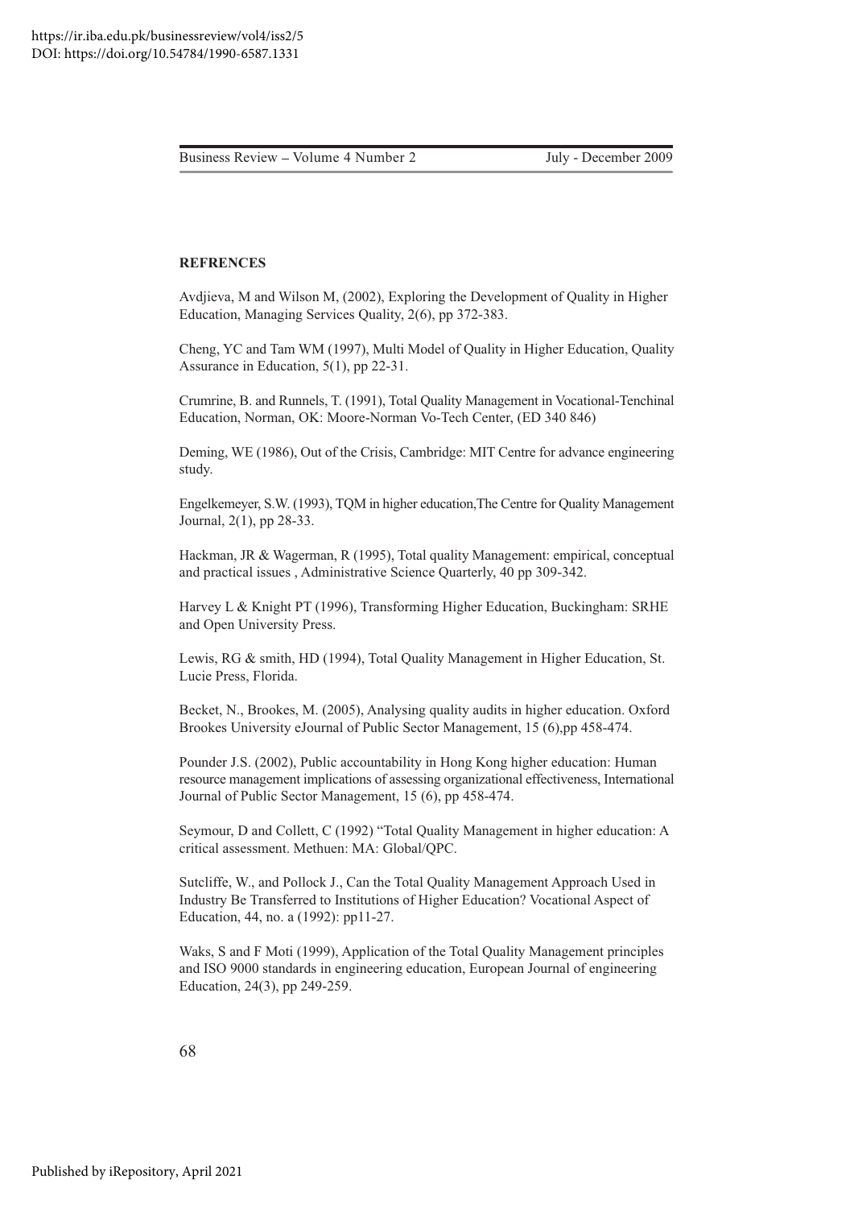**REFRENCES**

Avdjieva, M and Wilson M, (2002), Exploring the Development of Quality in Higher Education, Managing Services Quality, 2(6), pp 372-383.

Cheng, YC and Tam WM (1997), Multi Model of Quality in Higher Education, Quality Assurance in Education, 5(1), pp 22-31.

Crumrine, B. and Runnels, T. (1991), Total Quality Management in Vocational-Tenchinal Education, Norman, OK: Moore-Norman Vo-Tech Center, (ED 340 846)

Deming, WE (1986), Out of the Crisis, Cambridge: MIT Centre for advance engineering study.

Engelkemeyer, S.W. (1993), TQM in higher education,The Centre for Quality Management Journal, 2(1), pp 28-33.

Hackman, JR & Wagerman, R (1995), Total quality Management: empirical, conceptual and practical issues , Administrative Science Quarterly, 40 pp 309-342.

Harvey L & Knight PT (1996), Transforming Higher Education, Buckingham: SRHE and Open University Press.

Lewis, RG & smith, HD (1994), Total Quality Management in Higher Education, St. Lucie Press, Florida.

Becket, N., Brookes, M. (2005), Analysing quality audits in higher education. Oxford Brookes University eJournal of Public Sector Management, 15 (6),pp 458-474.

Pounder J.S. (2002), Public accountability in Hong Kong higher education: Human resource management implications of assessing organizational effectiveness, International Journal of Public Sector Management, 15 (6), pp 458-474.

Seymour, D and Collett, C (1992) "Total Quality Management in higher education: A critical assessment. Methuen: MA: Global/QPC.

Sutcliffe, W., and Pollock J., Can the Total Quality Management Approach Used in Industry Be Transferred to Institutions of Higher Education? Vocational Aspect of Education, 44, no. a (1992): pp11-27.

Waks, S and F Moti (1999), Application of the Total Quality Management principles and ISO 9000 standards in engineering education, European Journal of engineering Education, 24(3), pp 249-259.